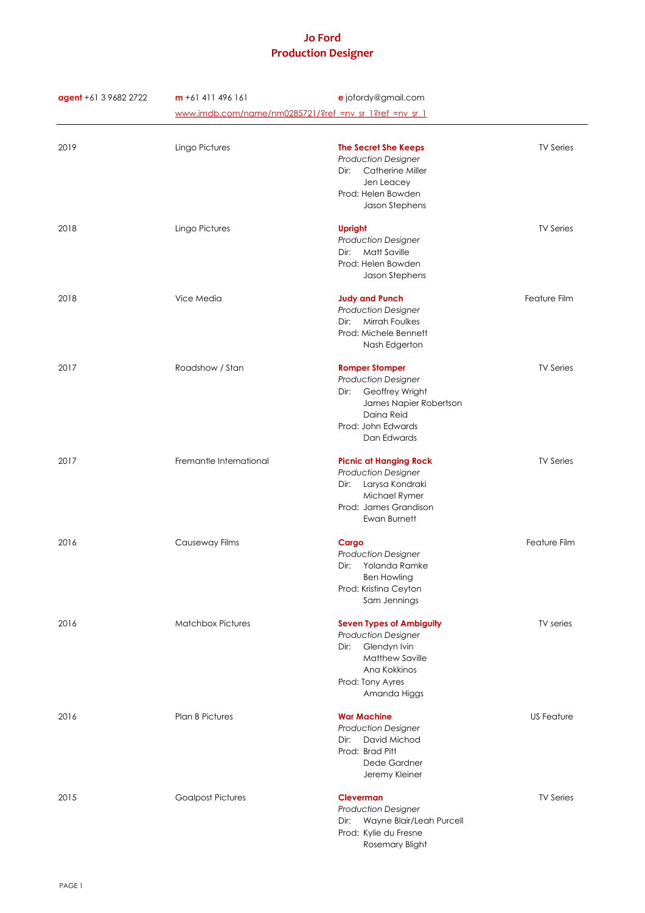# Jo Ford
## Production Designer

**agent** +61 3 9682 2722 | **m** +61 411 496 161 | **e** jofordy@gmail.com

www.imdb.com/name/nm0285721/?ref_=nv_sr_1?ref_=nv_sr_1

---

| Year | Company | Project | Type |
|---|---|---|---|
| 2019 | Lingo Pictures | **The Secret She Keeps**<br>*Production Designer*<br>Dir: Catherine Miller<br>Jen Leacey<br>Prod: Helen Bowden<br>Jason Stephens | TV Series |
| 2018 | Lingo Pictures | **Upright**<br>*Production Designer*<br>Dir: Matt Saville<br>Prod: Helen Bowden<br>Jason Stephens | TV Series |
| 2018 | Vice Media | **Judy and Punch**<br>*Production Designer*<br>Dir: Mirrah Foulkes<br>Prod: Michele Bennett<br>Nash Edgerton | Feature Film |
| 2017 | Roadshow / Stan | **Romper Stomper**<br>*Production Designer*<br>Dir: Geoffrey Wright<br>James Napier Robertson<br>Daina Reid<br>Prod: John Edwards<br>Dan Edwards | TV Series |
| 2017 | Fremantle International | **Picnic at Hanging Rock**<br>*Production Designer*<br>Dir: Larysa Kondraki<br>Michael Rymer<br>Prod: James Grandison<br>Ewan Burnett | TV Series |
| 2016 | Causeway Films | **Cargo**<br>*Production Designer*<br>Dir: Yolanda Ramke<br>Ben Howling<br>Prod: Kristina Ceyton<br>Sam Jennings | Feature Film |
| 2016 | Matchbox Pictures | **Seven Types of Ambiguity**<br>*Production Designer*<br>Dir: Glendyn Ivin<br>Matthew Saville<br>Ana Kokkinos<br>Prod: Tony Ayres<br>Amanda Higgs | TV series |
| 2016 | Plan B Pictures | **War Machine**<br>*Production Designer*<br>Dir: David Michod<br>Prod: Brad Pitt<br>Dede Gardner<br>Jeremy Kleiner | US Feature |
| 2015 | Goalpost Pictures | **Cleverman**<br>*Production Designer*<br>Dir: Wayne Blair/Leah Purcell<br>Prod: Kylie du Fresne<br>Rosemary Blight | TV Series |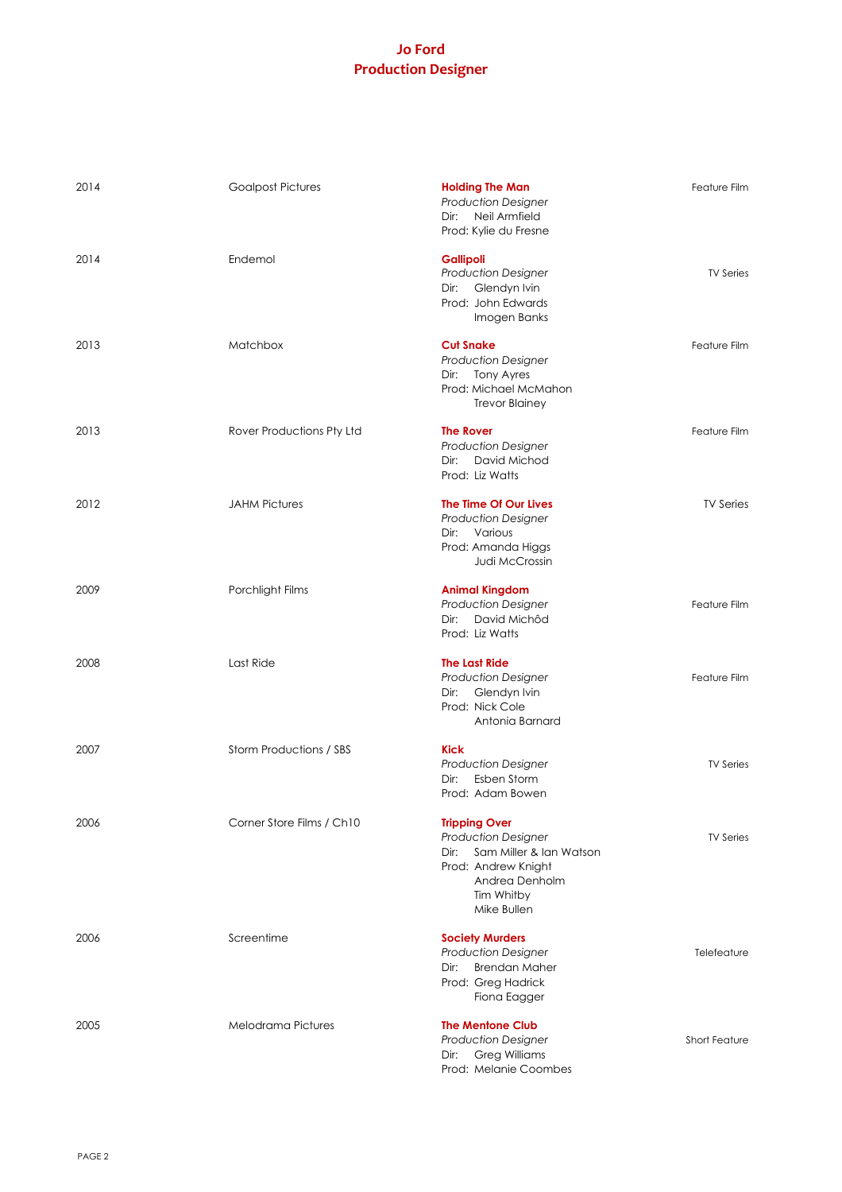# Jo Ford
## Production Designer

| Year | Company | Production | Type |
|---|---|---|---|
| 2014 | Goalpost Pictures | **Holding The Man**<br>*Production Designer*<br>Dir: Neil Armfield<br>Prod: Kylie du Fresne | Feature Film |
| 2014 | Endemol | **Gallipoli**<br>*Production Designer*<br>Dir: Glendyn Ivin<br>Prod: John Edwards<br>Imogen Banks | TV Series |
| 2013 | Matchbox | **Cut Snake**<br>*Production Designer*<br>Dir: Tony Ayres<br>Prod: Michael McMahon<br>Trevor Blainey | Feature Film |
| 2013 | Rover Productions Pty Ltd | **The Rover**<br>*Production Designer*<br>Dir: David Michod<br>Prod: Liz Watts | Feature Film |
| 2012 | JAHM Pictures | **The Time Of Our Lives**<br>*Production Designer*<br>Dir: Various<br>Prod: Amanda Higgs<br>Judi McCrossin | TV Series |
| 2009 | Porchlight Films | **Animal Kingdom**<br>*Production Designer*<br>Dir: David Michôd<br>Prod: Liz Watts | Feature Film |
| 2008 | Last Ride | **The Last Ride**<br>*Production Designer*<br>Dir: Glendyn Ivin<br>Prod: Nick Cole<br>Antonia Barnard | Feature Film |
| 2007 | Storm Productions / SBS | **Kick**<br>*Production Designer*<br>Dir: Esben Storm<br>Prod: Adam Bowen | TV Series |
| 2006 | Corner Store Films / Ch10 | **Tripping Over**<br>*Production Designer*<br>Dir: Sam Miller & Ian Watson<br>Prod: Andrew Knight<br>Andrea Denholm<br>Tim Whitby<br>Mike Bullen | TV Series |
| 2006 | Screentime | **Society Murders**<br>*Production Designer*<br>Dir: Brendan Maher<br>Prod: Greg Hadrick<br>Fiona Eagger | Telefeature |
| 2005 | Melodrama Pictures | **The Mentone Club**<br>*Production Designer*<br>Dir: Greg Williams<br>Prod: Melanie Coombes | Short Feature |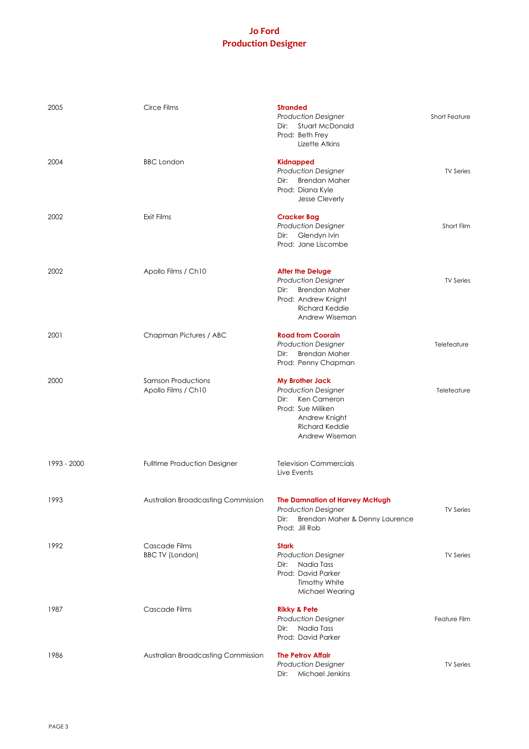# Jo Ford
## Production Designer

| | | | |
|---|---|---|---|
| 2005 | Circe Films | **Stranded**<br>*Production Designer*<br>Dir: Stuart McDonald<br>Prod: Beth Frey<br>Lizette Atkins | Short Feature |
| 2004 | BBC London | **Kidnapped**<br>*Production Designer*<br>Dir: Brendan Maher<br>Prod: Diana Kyle<br>Jesse Cleverly | TV Series |
| 2002 | Exit Films | **Cracker Bag**<br>*Production Designer*<br>Dir: Glendyn Ivin<br>Prod: Jane Liscombe | Short Film |
| 2002 | Apollo Films / Ch10 | **After the Deluge**<br>*Production Designer*<br>Dir: Brendan Maher<br>Prod: Andrew Knight<br>Richard Keddie<br>Andrew Wiseman | TV Series |
| 2001 | Chapman Pictures / ABC | **Road from Coorain**<br>*Production Designer*<br>Dir: Brendan Maher<br>Prod: Penny Chapman | Telefeature |
| 2000 | Samson Productions<br>Apollo Films / Ch10 | **My Brother Jack**<br>*Production Designer*<br>Dir: Ken Cameron<br>Prod: Sue Miliken<br>Andrew Knight<br>Richard Keddie<br>Andrew Wiseman | Telefeature |
| 1993 - 2000 | Fulltime Production Designer | Television Commercials<br>Live Events | |
| 1993 | Australian Broadcasting Commission | **The Damnation of Harvey McHugh**<br>*Production Designer*<br>Dir: Brendan Maher & Denny Laurence<br>Prod: Jill Rob | TV Series |
| 1992 | Cascade Films<br>BBC TV (London) | **Stark**<br>*Production Designer*<br>Dir: Nadia Tass<br>Prod: David Parker<br>Timothy White<br>Michael Wearing | TV Series |
| 1987 | Cascade Films | **Rikky & Pete**<br>*Production Designer*<br>Dir: Nadia Tass<br>Prod: David Parker | Feature Film |
| 1986 | Australian Broadcasting Commission | **The Petrov Affair**<br>*Production Designer*<br>Dir: Michael Jenkins | TV Series |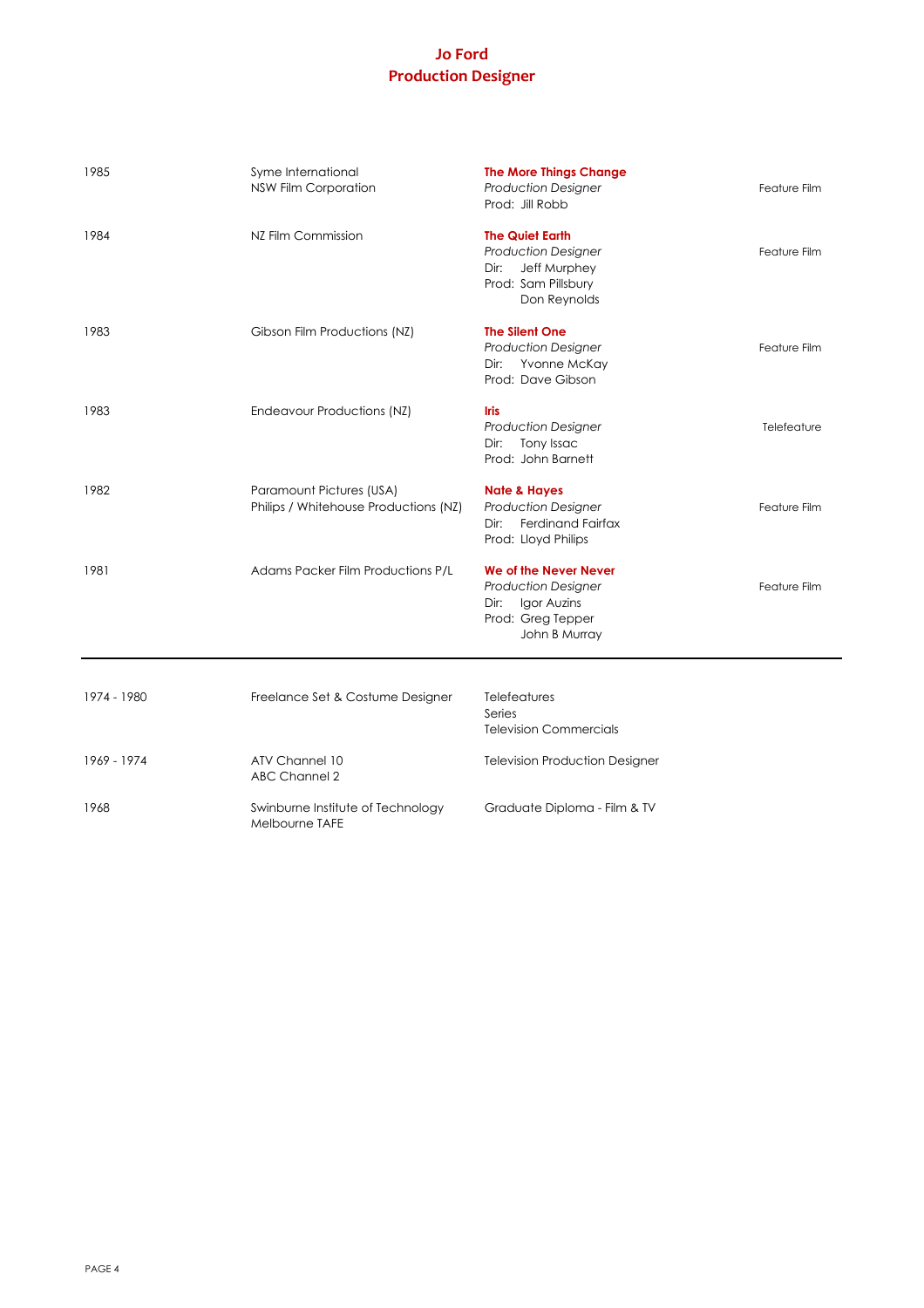# Jo Ford
## Production Designer

| | | | |
|---|---|---|---|
| 1985 | Syme International<br>NSW Film Corporation | **The More Things Change**<br>*Production Designer*<br>Prod: Jill Robb | Feature Film |
| 1984 | NZ Film Commission | **The Quiet Earth**<br>*Production Designer*<br>Dir: Jeff Murphey<br>Prod: Sam Pillsbury<br>Don Reynolds | Feature Film |
| 1983 | Gibson Film Productions (NZ) | **The Silent One**<br>*Production Designer*<br>Dir: Yvonne McKay<br>Prod: Dave Gibson | Feature Film |
| 1983 | Endeavour Productions (NZ) | **Iris**<br>*Production Designer*<br>Dir: Tony Issac<br>Prod: John Barnett | Telefeature |
| 1982 | Paramount Pictures (USA)<br>Philips / Whitehouse Productions (NZ) | **Nate & Hayes**<br>*Production Designer*<br>Dir: Ferdinand Fairfax<br>Prod: Lloyd Philips | Feature Film |
| 1981 | Adams Packer Film Productions P/L | **We of the Never Never**<br>*Production Designer*<br>Dir: Igor Auzins<br>Prod: Greg Tepper<br>John B Murray | Feature Film |

---

| | | |
|---|---|---|
| 1974 - 1980 | Freelance Set & Costume Designer | Telefeatures<br>Series<br>Television Commercials |
| 1969 - 1974 | ATV Channel 10<br>ABC Channel 2 | Television Production Designer |
| 1968 | Swinburne Institute of Technology<br>Melbourne TAFE | Graduate Diploma - Film & TV |